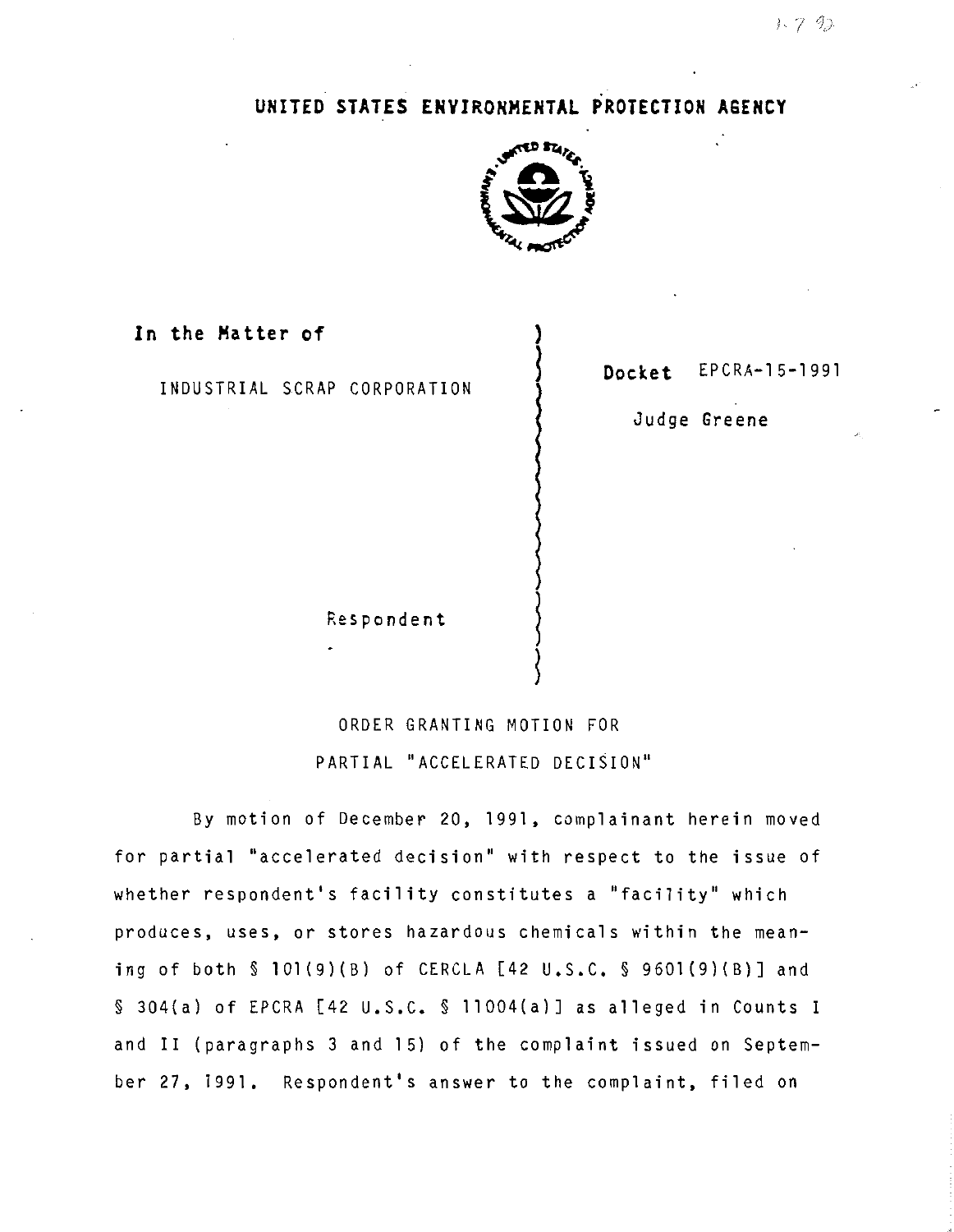# UNITED STATES ENVIRONMENTAL PROTECTION AGENCY

**In the Matter of**

INDUSTRIAL SCRAP CORPORATION

Respondent

**Docket** EPCRA-15-1991

Judge Greene

ORDER GRANTING MOTION FOR PARTIAL "ACCELERATED DECISION"

By motion of December 20, 1991, complainant herein moved for partial "accelerated decision" with respect to the issue of whether respondent's facility constitutes a "facility" which produces, uses, or stores hazardous chemicals within the meaning of both § 101(9)(B) of CERCLA [42 U.S.C. § 9601(9)(B)] and § 304(a) of EPCRA [42 U.S.C. § 11004(a)] as alleged in Counts I and II (paragraphs 3 and 15) of the complaint issued on September 27, 1991. Respondent's answer to the complaint, filed on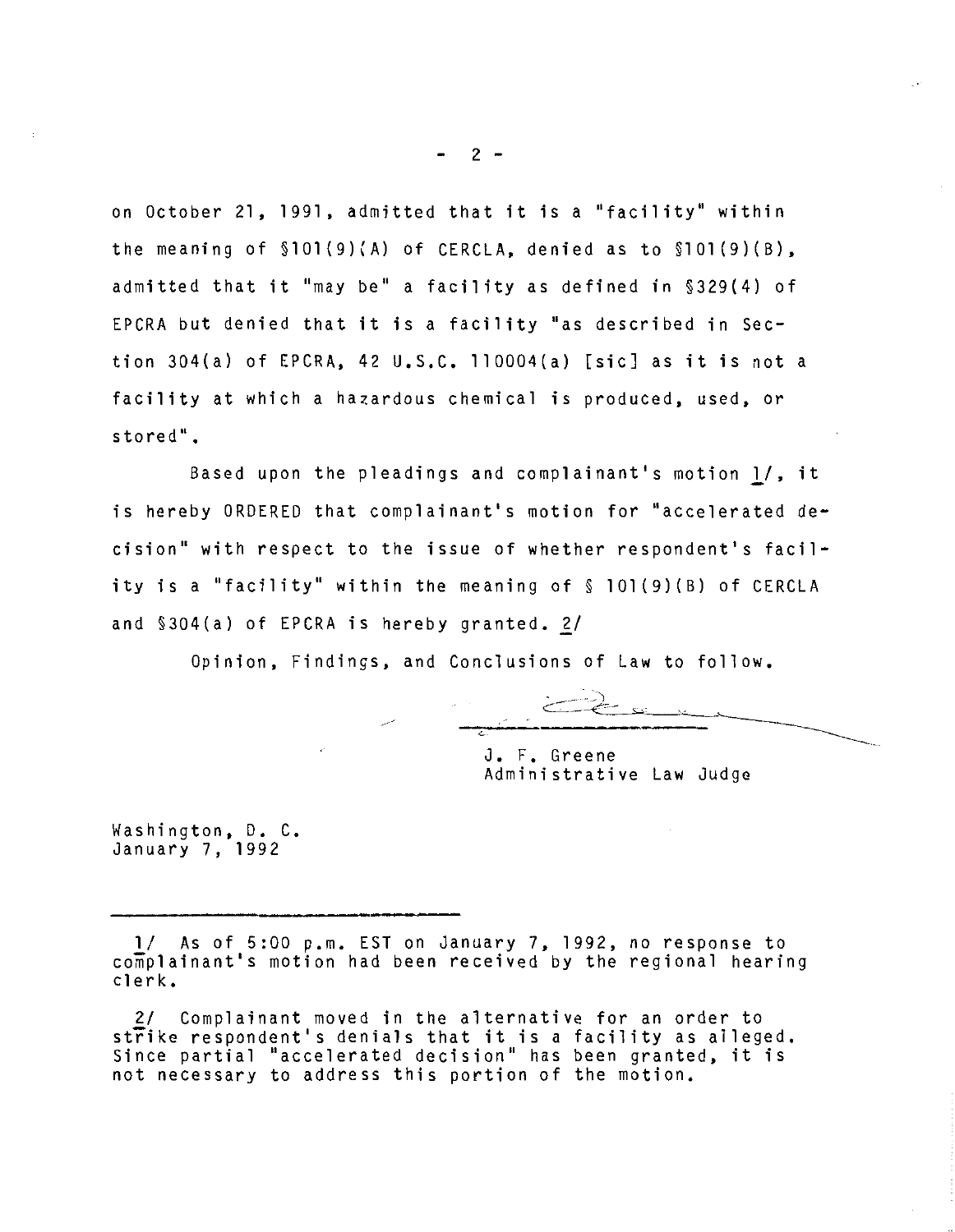on October 21, 1991, admitted that it is a "facility" within the meaning of §101(9)(A) of CERCLA, denied as to §101(9)(B), admitted that it "may be" a facility as defined in §329(4) of EPCRA but denied that it is a facility "as described in Section 304(a) of EPCRA, 42 U.S.C. 110004(a) [sic] as it is not a facility at which a hazardous chemical is produced, used, or stored".

Based upon the pleadings and complainant's motion 1/, it is hereby ORDERED that complainant's motion for "accelerated decision" with respect to the issue of whether respondent's facility is a "facility" within the meaning of § 101(9)(B) of CERCLA and §304(a) of EPCRA is hereby granted. 2/

Opinion, Findings, and Conclusions of Law to follow.

J. F. Greene
Administrative Law Judge

Washington, D. C.
January 7, 1992

---

1/ As of 5:00 p.m. EST on January 7, 1992, no response to complainant's motion had been received by the regional hearing clerk.

2/ Complainant moved in the alternative for an order to strike respondent's denials that it is a facility as alleged. Since partial "accelerated decision" has been granted, it is not necessary to address this portion of the motion.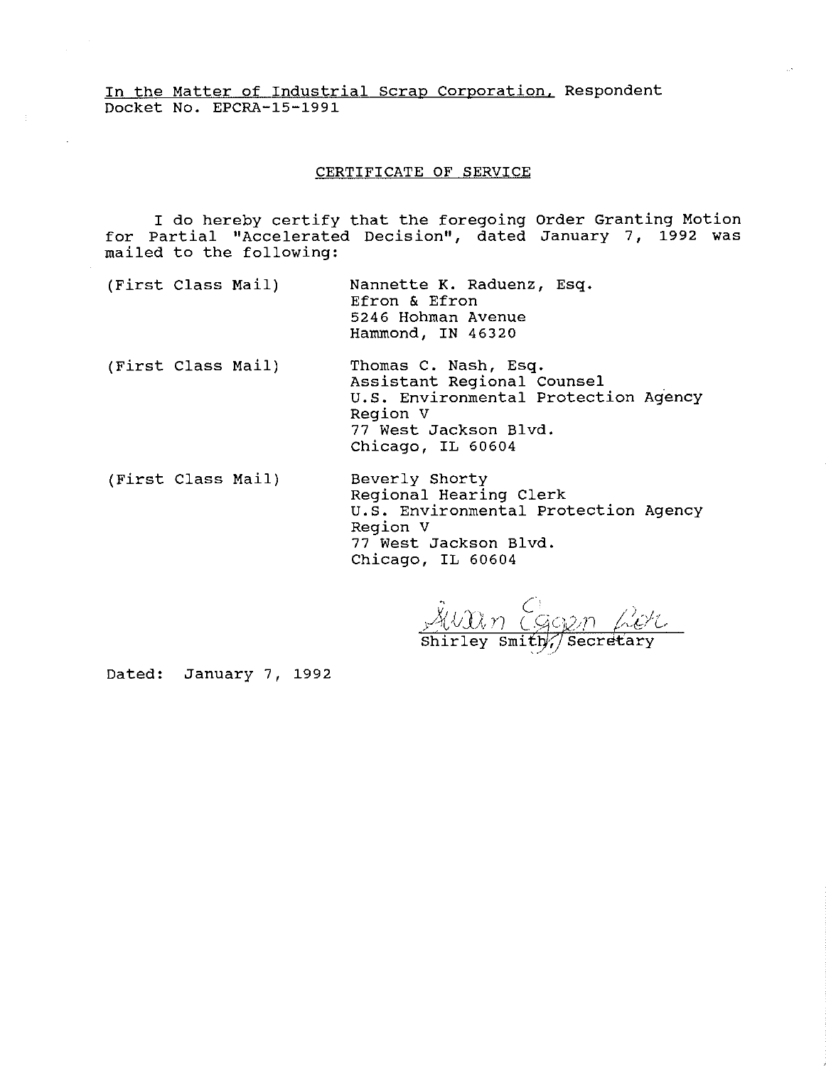In the Matter of Industrial Scrap Corporation, Respondent
Docket No. EPCRA-15-1991

## CERTIFICATE OF SERVICE

I do hereby certify that the foregoing Order Granting Motion for Partial "Accelerated Decision", dated January 7, 1992 was mailed to the following:

(First Class Mail) Nannette K. Raduenz, Esq.
Efron & Efron
5246 Hohman Avenue
Hammond, IN 46320

(First Class Mail) Thomas C. Nash, Esq.
Assistant Regional Counsel
U.S. Environmental Protection Agency
Region V
77 West Jackson Blvd.
Chicago, IL 60604

(First Class Mail) Beverly Shorty
Regional Hearing Clerk
U.S. Environmental Protection Agency
Region V
77 West Jackson Blvd.
Chicago, IL 60604

Susan Eggen for
Shirley Smith, Secretary

Dated: January 7, 1992